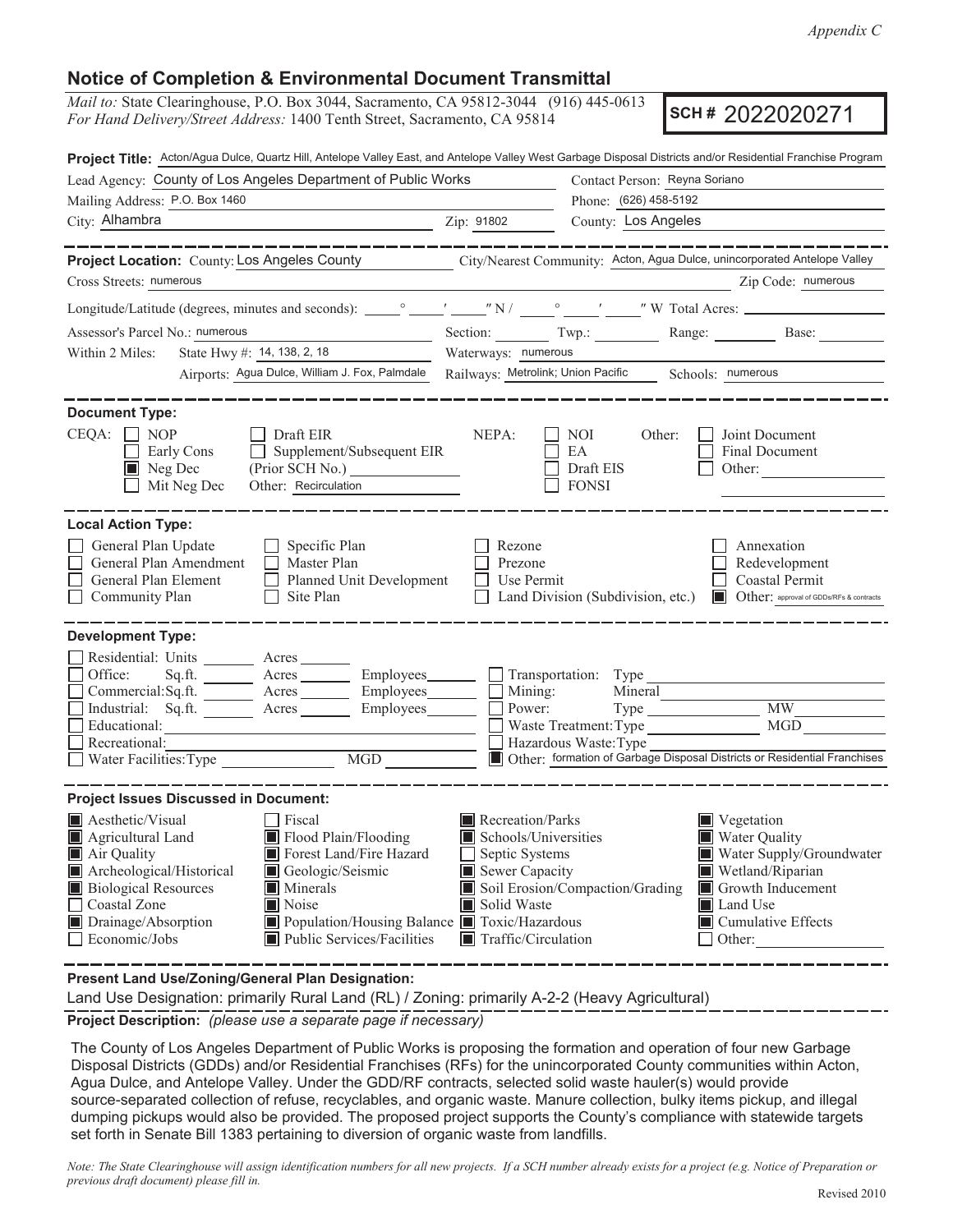*Appendix C*

# Notice of Completion & Environmental Document Transmittal

*Mail to:* State Clearinghouse, P.O. Box 3044, Sacramento, CA 95812-3044 (916) 445-0613
*For Hand Delivery/Street Address:* 1400 Tenth Street, Sacramento, CA 95814

**SCH #** 2022020271

**Project Title:** Acton/Agua Dulce, Quartz Hill, Antelope Valley East, and Antelope Valley West Garbage Disposal Districts and/or Residential Franchise Program

Lead Agency: County of Los Angeles Department of Public Works
Contact Person: Reyna Soriano
Mailing Address: P.O. Box 1460
Phone: (626) 458-5192
City: Alhambra
Zip: 91802
County: Los Angeles

---

**Project Location:** County: Los Angeles County
City/Nearest Community: Acton, Agua Dulce, unincorporated Antelope Valley
Cross Streets: numerous
Zip Code: numerous

Longitude/Latitude (degrees, minutes and seconds): ___° ___′ ___″ N / ___° ___′ ___″ W Total Acres: ______

Assessor's Parcel No.: numerous
Section: ______ Twp.: ______ Range: ______ Base: ______

Within 2 Miles:
State Hwy #: 14, 138, 2, 18
Waterways: numerous
Airports: Agua Dulce, William J. Fox, Palmdale
Railways: Metrolink; Union Pacific
Schools: numerous

---

**Document Type:**

CEQA:
- ☐ NOP
- ☐ Early Cons
- ☒ Neg Dec
- ☐ Mit Neg Dec
- ☐ Draft EIR
- ☐ Supplement/Subsequent EIR (Prior SCH No.) ______
- Other: Recirculation

NEPA:
- ☐ NOI
- ☐ EA
- ☐ Draft EIS
- ☐ FONSI

Other:
- ☐ Joint Document
- ☐ Final Document
- ☐ Other: ______

---

**Local Action Type:**

- ☐ General Plan Update
- ☐ General Plan Amendment
- ☐ General Plan Element
- ☐ Community Plan
- ☐ Specific Plan
- ☐ Master Plan
- ☐ Planned Unit Development
- ☐ Site Plan
- ☐ Rezone
- ☐ Prezone
- ☐ Use Permit
- ☐ Land Division (Subdivision, etc.)
- ☐ Annexation
- ☐ Redevelopment
- ☐ Coastal Permit
- ☒ Other: approval of GDDs/RFs & contracts

---

**Development Type:**

- ☐ Residential: Units ______ Acres ______
- ☐ Office: Sq.ft. ______ Acres ______ Employees ______
- ☐ Commercial: Sq.ft. ______ Acres ______ Employees ______
- ☐ Industrial: Sq.ft. ______ Acres ______ Employees ______
- ☐ Educational: ______
- ☐ Recreational: ______
- ☐ Water Facilities: Type ______ MGD ______
- ☐ Transportation: Type ______
- ☐ Mining: Mineral ______
- ☐ Power: Type ______ MW ______
- ☐ Waste Treatment: Type ______ MGD ______
- ☐ Hazardous Waste: Type ______
- ☒ Other: formation of Garbage Disposal Districts or Residential Franchises

---

**Project Issues Discussed in Document:**

- ☒ Aesthetic/Visual
- ☒ Agricultural Land
- ☒ Air Quality
- ☒ Archeological/Historical
- ☒ Biological Resources
- ☐ Coastal Zone
- ☒ Drainage/Absorption
- ☐ Economic/Jobs
- ☐ Fiscal
- ☒ Flood Plain/Flooding
- ☒ Forest Land/Fire Hazard
- ☒ Geologic/Seismic
- ☒ Minerals
- ☒ Noise
- ☒ Population/Housing Balance
- ☒ Public Services/Facilities
- ☒ Recreation/Parks
- ☒ Schools/Universities
- ☐ Septic Systems
- ☒ Sewer Capacity
- ☒ Soil Erosion/Compaction/Grading
- ☒ Solid Waste
- ☒ Toxic/Hazardous
- ☒ Traffic/Circulation
- ☒ Vegetation
- ☒ Water Quality
- ☒ Water Supply/Groundwater
- ☒ Wetland/Riparian
- ☒ Growth Inducement
- ☒ Land Use
- ☒ Cumulative Effects
- ☐ Other: ______

---

**Present Land Use/Zoning/General Plan Designation:**

Land Use Designation: primarily Rural Land (RL) / Zoning: primarily A-2-2 (Heavy Agricultural)

**Project Description:** *(please use a separate page if necessary)*

The County of Los Angeles Department of Public Works is proposing the formation and operation of four new Garbage Disposal Districts (GDDs) and/or Residential Franchises (RFs) for the unincorporated County communities within Acton, Agua Dulce, and Antelope Valley. Under the GDD/RF contracts, selected solid waste hauler(s) would provide source-separated collection of refuse, recyclables, and organic waste. Manure collection, bulky items pickup, and illegal dumping pickups would also be provided. The proposed project supports the County's compliance with statewide targets set forth in Senate Bill 1383 pertaining to diversion of organic waste from landfills.

*Note: The State Clearinghouse will assign identification numbers for all new projects. If a SCH number already exists for a project (e.g. Notice of Preparation or previous draft document) please fill in.*

Revised 2010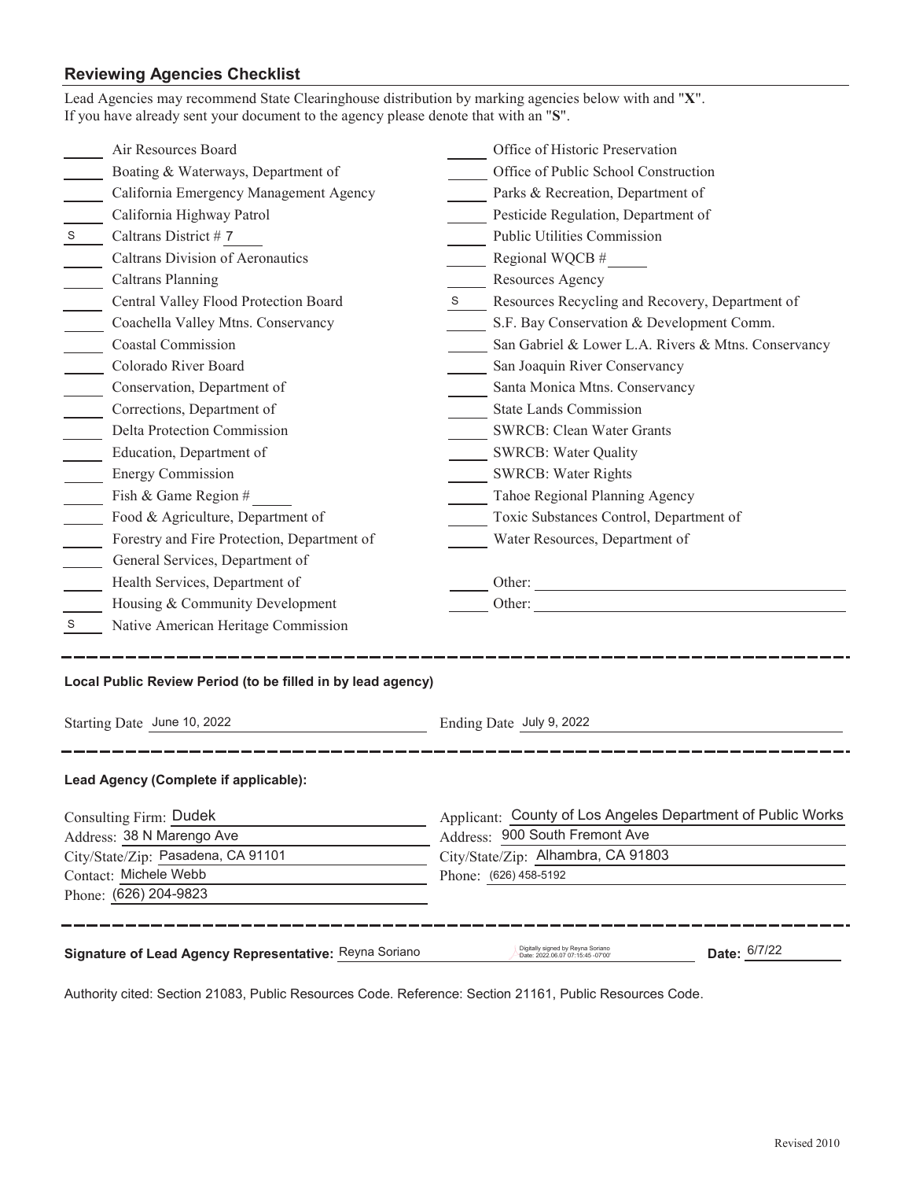## Reviewing Agencies Checklist

Lead Agencies may recommend State Clearinghouse distribution by marking agencies below with and "**X**".
If you have already sent your document to the agency please denote that with an "**S**".

| | | | |
|---|---|---|---|
| | Air Resources Board | | Office of Historic Preservation |
| | Boating & Waterways, Department of | | Office of Public School Construction |
| | California Emergency Management Agency | | Parks & Recreation, Department of |
| | California Highway Patrol | | Pesticide Regulation, Department of |
| S | Caltrans District # 7 | | Public Utilities Commission |
| | Caltrans Division of Aeronautics | | Regional WQCB # |
| | Caltrans Planning | | Resources Agency |
| | Central Valley Flood Protection Board | S | Resources Recycling and Recovery, Department of |
| | Coachella Valley Mtns. Conservancy | | S.F. Bay Conservation & Development Comm. |
| | Coastal Commission | | San Gabriel & Lower L.A. Rivers & Mtns. Conservancy |
| | Colorado River Board | | San Joaquin River Conservancy |
| | Conservation, Department of | | Santa Monica Mtns. Conservancy |
| | Corrections, Department of | | State Lands Commission |
| | Delta Protection Commission | | SWRCB: Clean Water Grants |
| | Education, Department of | | SWRCB: Water Quality |
| | Energy Commission | | SWRCB: Water Rights |
| | Fish & Game Region # | | Tahoe Regional Planning Agency |
| | Food & Agriculture, Department of | | Toxic Substances Control, Department of |
| | Forestry and Fire Protection, Department of | | Water Resources, Department of |
| | General Services, Department of | | |
| | Health Services, Department of | | Other: |
| | Housing & Community Development | | Other: |
| S | Native American Heritage Commission | | |

---

**Local Public Review Period (to be filled in by lead agency)**

Starting Date June 10, 2022 Ending Date July 9, 2022

---

**Lead Agency (Complete if applicable):**

Consulting Firm: Dudek
Address: 38 N Marengo Ave
City/State/Zip: Pasadena, CA 91101
Contact: Michele Webb
Phone: (626) 204-9823

Applicant: County of Los Angeles Department of Public Works
Address: 900 South Fremont Ave
City/State/Zip: Alhambra, CA 91803
Phone: (626) 458-5192

---

**Signature of Lead Agency Representative:** Reyna Soriano Digitally signed by Reyna Soriano Date: 2022.06.07 07:15:45 -07'00' **Date:** 6/7/22

Authority cited: Section 21083, Public Resources Code. Reference: Section 21161, Public Resources Code.

Revised 2010